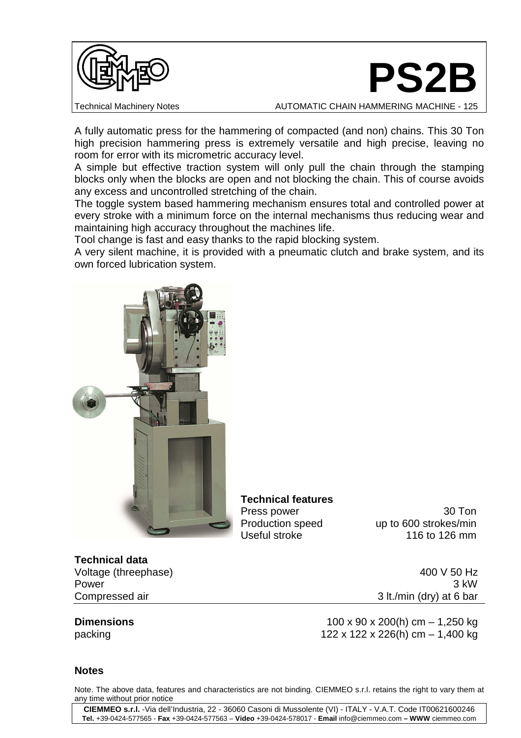# PS2B

Technical Machinery Notes — AUTOMATIC CHAIN HAMMERING MACHINE - 125

A fully automatic press for the hammering of compacted (and non) chains. This 30 Ton high precision hammering press is extremely versatile and high precise, leaving no room for error with its micrometric accuracy level.
A simple but effective traction system will only pull the chain through the stamping blocks only when the blocks are open and not blocking the chain. This of course avoids any excess and uncontrolled stretching of the chain.
The toggle system based hammering mechanism ensures total and controlled power at every stroke with a minimum force on the internal mechanisms thus reducing wear and maintaining high accuracy throughout the machines life.
Tool change is fast and easy thanks to the rapid blocking system.
A very silent machine, it is provided with a pneumatic clutch and brake system, and its own forced lubrication system.

**Technical features**

| | |
|---|---|
| Press power | 30 Ton |
| Production speed | up to 600 strokes/min |
| Useful stroke | 116 to 126 mm |

**Technical data**

| | |
|---|---|
| Voltage (threephase) | 400 V 50 Hz |
| Power | 3 kW |
| Compressed air | 3 lt./min (dry) at 6 bar |

| | |
|---|---|
| **Dimensions** | 100 x 90 x 200(h) cm – 1,250 kg |
| packing | 122 x 122 x 226(h) cm – 1,400 kg |

**Notes**

Note. The above data, features and characteristics are not binding. CIEMMEO s.r.l. retains the right to vary them at any time without prior notice

**CIEMMEO s.r.l.** -Via dell'Industria, 22 - 36060 Casoni di Mussolente (VI) - ITALY - V.A.T. Code IT00621600246
**Tel.** +39-0424-577565 - **Fax** +39-0424-577563 – **Video** +39-0424-578017 - **Email** info@ciemmeo.com **– WWW** ciemmeo.com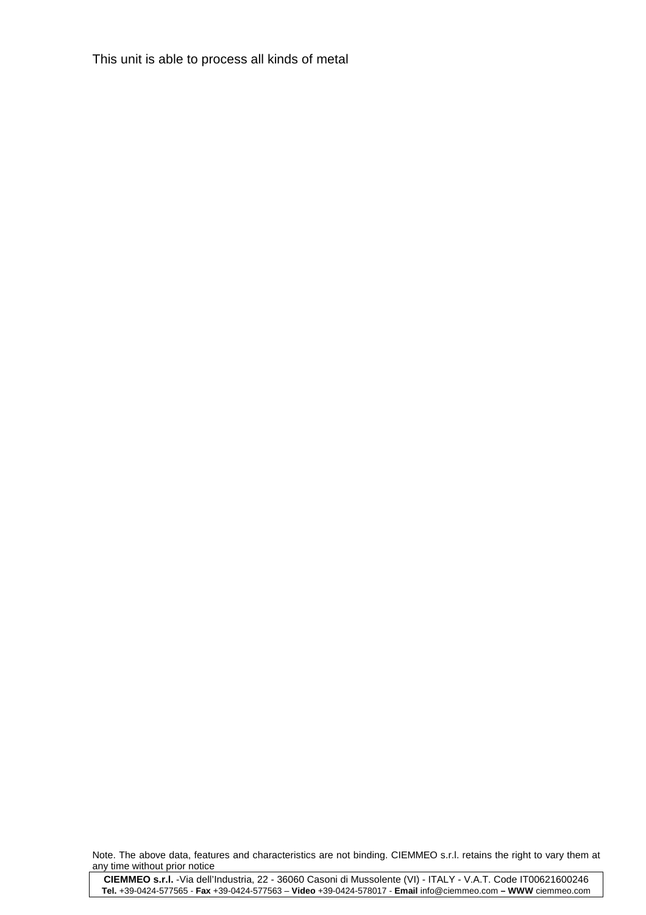This unit is able to process all kinds of metal

Note. The above data, features and characteristics are not binding. CIEMMEO s.r.l. retains the right to vary them at any time without prior notice